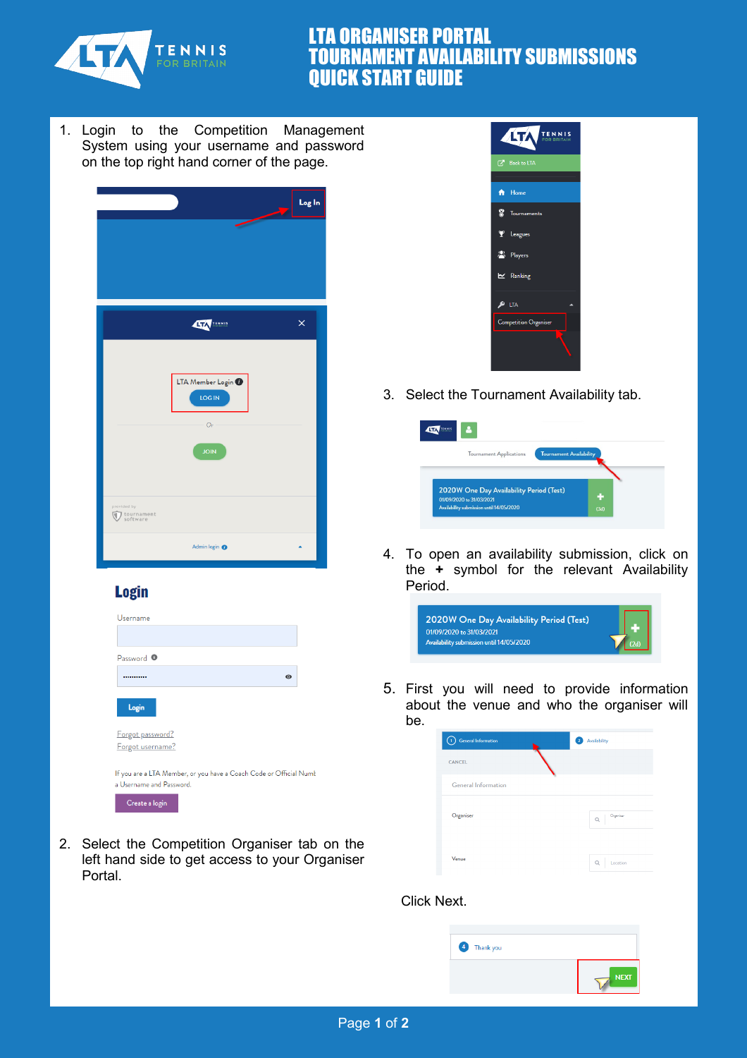# LTA ORGANISER PORTAL TOURNAMENT AVAILABILITY SUBMISSIONS QUICK START GUIDE

1. Login to the Competition Management System using your username and password on the top right hand corner of the page.

2. Select the Competition Organiser tab on the left hand side to get access to your Organiser Portal.

3. Select the Tournament Availability tab.

4. To open an availability submission, click on the **+** symbol for the relevant Availability Period.

5. First you will need to provide information about the venue and who the organiser will be.

Click Next.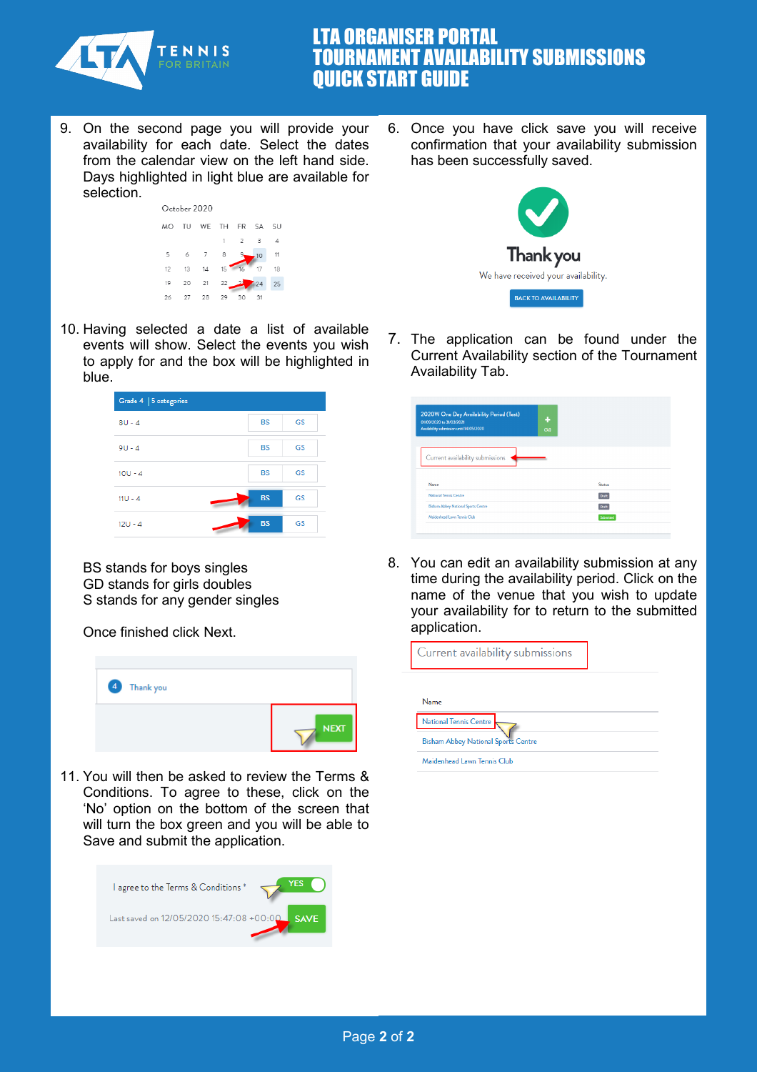# LTA ORGANISER PORTAL
# TOURNAMENT AVAILABILITY SUBMISSIONS
# QUICK START GUIDE

9. On the second page you will provide your availability for each date. Select the dates from the calendar view on the left hand side. Days highlighted in light blue are available for selection.

10. Having selected a date a list of available events will show. Select the events you wish to apply for and the box will be highlighted in blue.

BS stands for boys singles
GD stands for girls doubles
S stands for any gender singles

Once finished click Next.

11. You will then be asked to review the Terms & Conditions. To agree to these, click on the 'No' option on the bottom of the screen that will turn the box green and you will be able to Save and submit the application.

6. Once you have click save you will receive confirmation that your availability submission has been successfully saved.

7. The application can be found under the Current Availability section of the Tournament Availability Tab.

8. You can edit an availability submission at any time during the availability period. Click on the name of the venue that you wish to update your availability for to return to the submitted application.